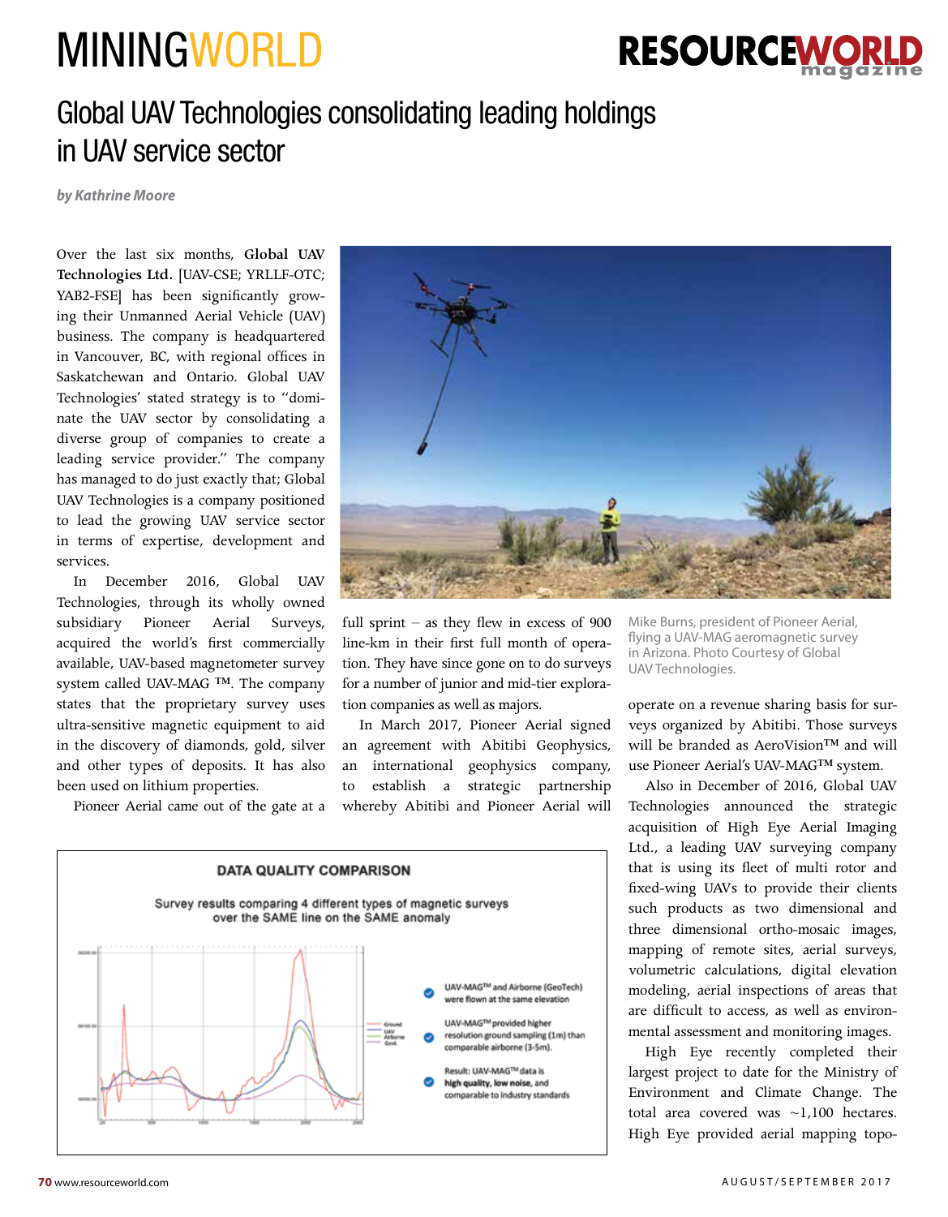# Global UAV Technologies consolidating leading holdings in UAV service sector

*by Kathrine Moore*

Over the last six months, **Global UAV Technologies Ltd.** [UAV-CSE; YRLLF-OTC; YAB2-FSE] has been significantly growing their Unmanned Aerial Vehicle (UAV) business. The company is headquartered in Vancouver, BC, with regional offices in Saskatchewan and Ontario. Global UAV Technologies' stated strategy is to "dominate the UAV sector by consolidating a diverse group of companies to create a leading service provider." The company has managed to do just exactly that; Global UAV Technologies is a company positioned to lead the growing UAV service sector in terms of expertise, development and services.

In December 2016, Global UAV Technologies, through its wholly owned subsidiary Pioneer Aerial Surveys, acquired the world's first commercially available, UAV-based magnetometer survey system called UAV-MAG ™. The company states that the proprietary survey uses ultra-sensitive magnetic equipment to aid in the discovery of diamonds, gold, silver and other types of deposits. It has also been used on lithium properties.

Pioneer Aerial came out of the gate at a full sprint – as they flew in excess of 900 line-km in their first full month of operation. They have since gone on to do surveys for a number of junior and mid-tier exploration companies as well as majors.

In March 2017, Pioneer Aerial signed an agreement with Abitibi Geophysics, an international geophysics company, to establish a strategic partnership whereby Abitibi and Pioneer Aerial will operate on a revenue sharing basis for surveys organized by Abitibi. Those surveys will be branded as AeroVision™ and will use Pioneer Aerial's UAV-MAG™ system.

Mike Burns, president of Pioneer Aerial, flying a UAV-MAG aeromagnetic survey in Arizona. Photo Courtesy of Global UAV Technologies.

**DATA QUALITY COMPARISON**

Survey results comparing 4 different types of magnetic surveys over the SAME line on the SAME anomaly

- UAV-MAG™ and Airborne (GeoTech) were flown at the same elevation
- UAV-MAG™ provided higher resolution ground sampling (1m) than comparable airborne (3-5m).
- Result: UAV-MAG™ data is **high quality, low noise**, and comparable to industry standards

Also in December of 2016, Global UAV Technologies announced the strategic acquisition of High Eye Aerial Imaging Ltd., a leading UAV surveying company that is using its fleet of multi rotor and fixed-wing UAVs to provide their clients such products as two dimensional and three dimensional ortho-mosaic images, mapping of remote sites, aerial surveys, volumetric calculations, digital elevation modeling, aerial inspections of areas that are difficult to access, as well as environmental assessment and monitoring images.

High Eye recently completed their largest project to date for the Ministry of Environment and Climate Change. The total area covered was ~1,100 hectares. High Eye provided aerial mapping topo-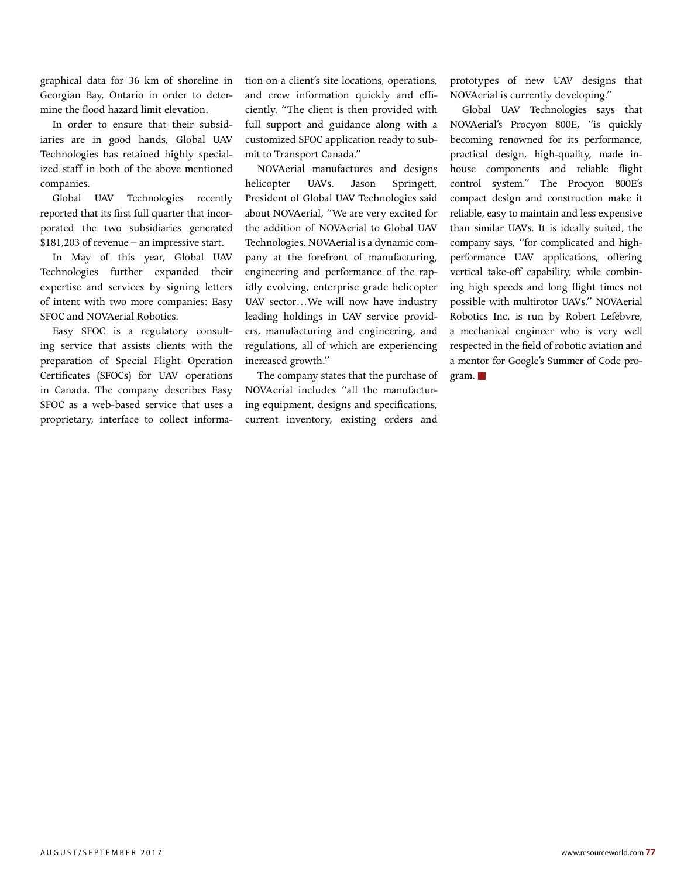graphical data for 36 km of shoreline in Georgian Bay, Ontario in order to determine the flood hazard limit elevation.

In order to ensure that their subsidiaries are in good hands, Global UAV Technologies has retained highly specialized staff in both of the above mentioned companies.

Global UAV Technologies recently reported that its first full quarter that incorporated the two subsidiaries generated $181,203 of revenue – an impressive start.

In May of this year, Global UAV Technologies further expanded their expertise and services by signing letters of intent with two more companies: Easy SFOC and NOVAerial Robotics.

Easy SFOC is a regulatory consulting service that assists clients with the preparation of Special Flight Operation Certificates (SFOCs) for UAV operations in Canada. The company describes Easy SFOC as a web-based service that uses a proprietary, interface to collect information on a client's site locations, operations, and crew information quickly and efficiently. "The client is then provided with full support and guidance along with a customized SFOC application ready to submit to Transport Canada."

NOVAerial manufactures and designs helicopter UAVs. Jason Springett, President of Global UAV Technologies said about NOVAerial, "We are very excited for the addition of NOVAerial to Global UAV Technologies. NOVAerial is a dynamic company at the forefront of manufacturing, engineering and performance of the rapidly evolving, enterprise grade helicopter UAV sector…We will now have industry leading holdings in UAV service providers, manufacturing and engineering, and regulations, all of which are experiencing increased growth."

The company states that the purchase of NOVAerial includes "all the manufacturing equipment, designs and specifications, current inventory, existing orders and prototypes of new UAV designs that NOVAerial is currently developing."

Global UAV Technologies says that NOVAerial's Procyon 800E, "is quickly becoming renowned for its performance, practical design, high-quality, made in-house components and reliable flight control system." The Procyon 800E's compact design and construction make it reliable, easy to maintain and less expensive than similar UAVs. It is ideally suited, the company says, "for complicated and high-performance UAV applications, offering vertical take-off capability, while combining high speeds and long flight times not possible with multirotor UAVs." NOVAerial Robotics Inc. is run by Robert Lefebvre, a mechanical engineer who is very well respected in the field of robotic aviation and a mentor for Google's Summer of Code program. ■